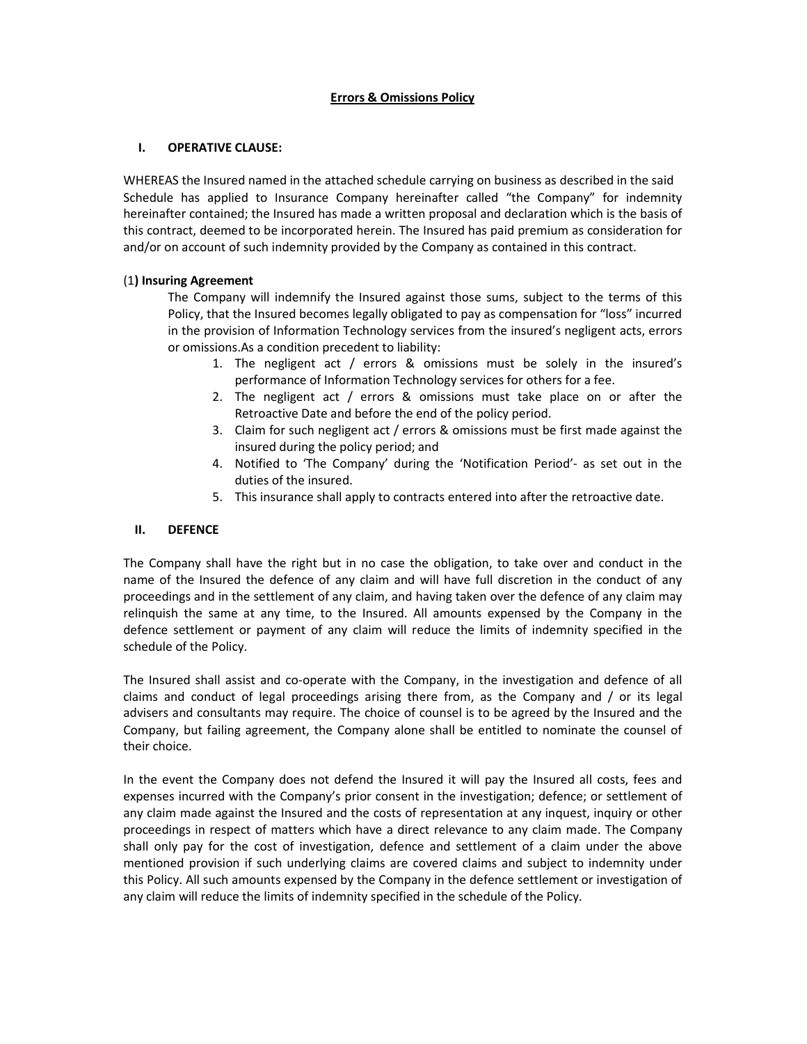# Errors & Omissions Policy

## I. OPERATIVE CLAUSE:

WHEREAS the Insured named in the attached schedule carrying on business as described in the said Schedule has applied to Insurance Company hereinafter called "the Company" for indemnity hereinafter contained; the Insured has made a written proposal and declaration which is the basis of this contract, deemed to be incorporated herein. The Insured has paid premium as consideration for and/or on account of such indemnity provided by the Company as contained in this contract.

### (1) Insuring Agreement

The Company will indemnify the Insured against those sums, subject to the terms of this Policy, that the Insured becomes legally obligated to pay as compensation for "loss" incurred in the provision of Information Technology services from the insured's negligent acts, errors or omissions.As a condition precedent to liability:

1. The negligent act / errors & omissions must be solely in the insured's performance of Information Technology services for others for a fee.
2. The negligent act / errors & omissions must take place on or after the Retroactive Date and before the end of the policy period.
3. Claim for such negligent act / errors & omissions must be first made against the insured during the policy period; and
4. Notified to 'The Company' during the 'Notification Period'- as set out in the duties of the insured.
5. This insurance shall apply to contracts entered into after the retroactive date.

## II. DEFENCE

The Company shall have the right but in no case the obligation, to take over and conduct in the name of the Insured the defence of any claim and will have full discretion in the conduct of any proceedings and in the settlement of any claim, and having taken over the defence of any claim may relinquish the same at any time, to the Insured. All amounts expensed by the Company in the defence settlement or payment of any claim will reduce the limits of indemnity specified in the schedule of the Policy.

The Insured shall assist and co-operate with the Company, in the investigation and defence of all claims and conduct of legal proceedings arising there from, as the Company and / or its legal advisers and consultants may require. The choice of counsel is to be agreed by the Insured and the Company, but failing agreement, the Company alone shall be entitled to nominate the counsel of their choice.

In the event the Company does not defend the Insured it will pay the Insured all costs, fees and expenses incurred with the Company's prior consent in the investigation; defence; or settlement of any claim made against the Insured and the costs of representation at any inquest, inquiry or other proceedings in respect of matters which have a direct relevance to any claim made. The Company shall only pay for the cost of investigation, defence and settlement of a claim under the above mentioned provision if such underlying claims are covered claims and subject to indemnity under this Policy. All such amounts expensed by the Company in the defence settlement or investigation of any claim will reduce the limits of indemnity specified in the schedule of the Policy.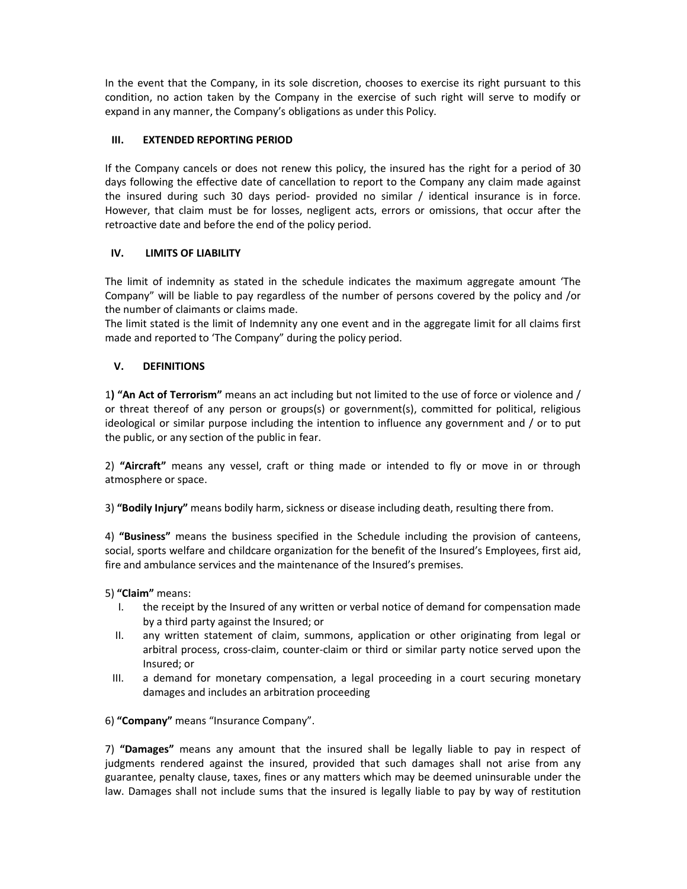In the event that the Company, in its sole discretion, chooses to exercise its right pursuant to this condition, no action taken by the Company in the exercise of such right will serve to modify or expand in any manner, the Company's obligations as under this Policy.

### III. EXTENDED REPORTING PERIOD

If the Company cancels or does not renew this policy, the insured has the right for a period of 30 days following the effective date of cancellation to report to the Company any claim made against the insured during such 30 days period- provided no similar / identical insurance is in force. However, that claim must be for losses, negligent acts, errors or omissions, that occur after the retroactive date and before the end of the policy period.

### IV. LIMITS OF LIABILITY

The limit of indemnity as stated in the schedule indicates the maximum aggregate amount 'The Company" will be liable to pay regardless of the number of persons covered by the policy and /or the number of claimants or claims made.
The limit stated is the limit of Indemnity any one event and in the aggregate limit for all claims first made and reported to 'The Company" during the policy period.

### V. DEFINITIONS

1) **"An Act of Terrorism"** means an act including but not limited to the use of force or violence and / or threat thereof of any person or groups(s) or government(s), committed for political, religious ideological or similar purpose including the intention to influence any government and / or to put the public, or any section of the public in fear.

2) **"Aircraft"** means any vessel, craft or thing made or intended to fly or move in or through atmosphere or space.

3) **"Bodily Injury"** means bodily harm, sickness or disease including death, resulting there from.

4) **"Business"** means the business specified in the Schedule including the provision of canteens, social, sports welfare and childcare organization for the benefit of the Insured's Employees, first aid, fire and ambulance services and the maintenance of the Insured's premises.

5) **"Claim"** means:

I. the receipt by the Insured of any written or verbal notice of demand for compensation made by a third party against the Insured; or
II. any written statement of claim, summons, application or other originating from legal or arbitral process, cross-claim, counter-claim or third or similar party notice served upon the Insured; or
III. a demand for monetary compensation, a legal proceeding in a court securing monetary damages and includes an arbitration proceeding

6) **"Company"** means "Insurance Company".

7) **"Damages"** means any amount that the insured shall be legally liable to pay in respect of judgments rendered against the insured, provided that such damages shall not arise from any guarantee, penalty clause, taxes, fines or any matters which may be deemed uninsurable under the law. Damages shall not include sums that the insured is legally liable to pay by way of restitution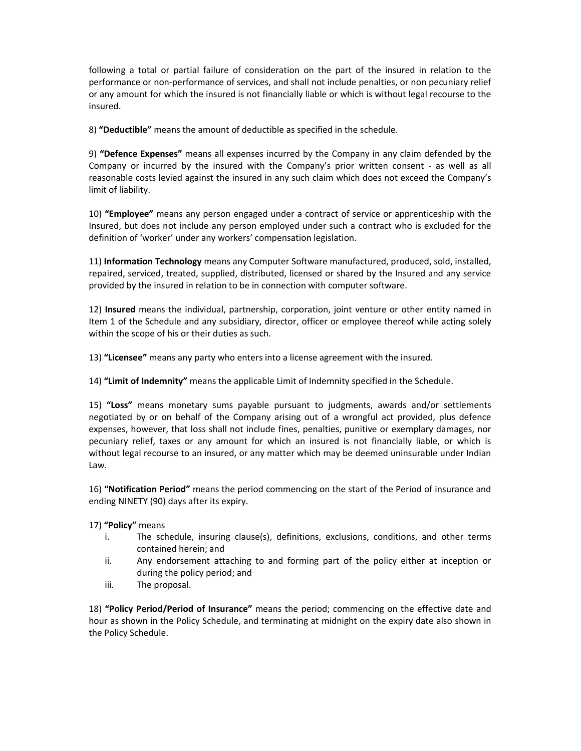following a total or partial failure of consideration on the part of the insured in relation to the performance or non-performance of services, and shall not include penalties, or non pecuniary relief or any amount for which the insured is not financially liable or which is without legal recourse to the insured.

8) **"Deductible"** means the amount of deductible as specified in the schedule.

9) **"Defence Expenses"** means all expenses incurred by the Company in any claim defended by the Company or incurred by the insured with the Company's prior written consent - as well as all reasonable costs levied against the insured in any such claim which does not exceed the Company's limit of liability.

10) **"Employee"** means any person engaged under a contract of service or apprenticeship with the Insured, but does not include any person employed under such a contract who is excluded for the definition of 'worker' under any workers' compensation legislation.

11) **Information Technology** means any Computer Software manufactured, produced, sold, installed, repaired, serviced, treated, supplied, distributed, licensed or shared by the Insured and any service provided by the insured in relation to be in connection with computer software.

12) **Insured** means the individual, partnership, corporation, joint venture or other entity named in Item 1 of the Schedule and any subsidiary, director, officer or employee thereof while acting solely within the scope of his or their duties as such.

13) **"Licensee"** means any party who enters into a license agreement with the insured.

14) **"Limit of Indemnity"** means the applicable Limit of Indemnity specified in the Schedule.

15) **"Loss"** means monetary sums payable pursuant to judgments, awards and/or settlements negotiated by or on behalf of the Company arising out of a wrongful act provided, plus defence expenses, however, that loss shall not include fines, penalties, punitive or exemplary damages, nor pecuniary relief, taxes or any amount for which an insured is not financially liable, or which is without legal recourse to an insured, or any matter which may be deemed uninsurable under Indian Law.

16) **"Notification Period"** means the period commencing on the start of the Period of insurance and ending NINETY (90) days after its expiry.

17) **"Policy"** means

i. The schedule, insuring clause(s), definitions, exclusions, conditions, and other terms contained herein; and
ii. Any endorsement attaching to and forming part of the policy either at inception or during the policy period; and
iii. The proposal.

18) **"Policy Period/Period of Insurance"** means the period; commencing on the effective date and hour as shown in the Policy Schedule, and terminating at midnight on the expiry date also shown in the Policy Schedule.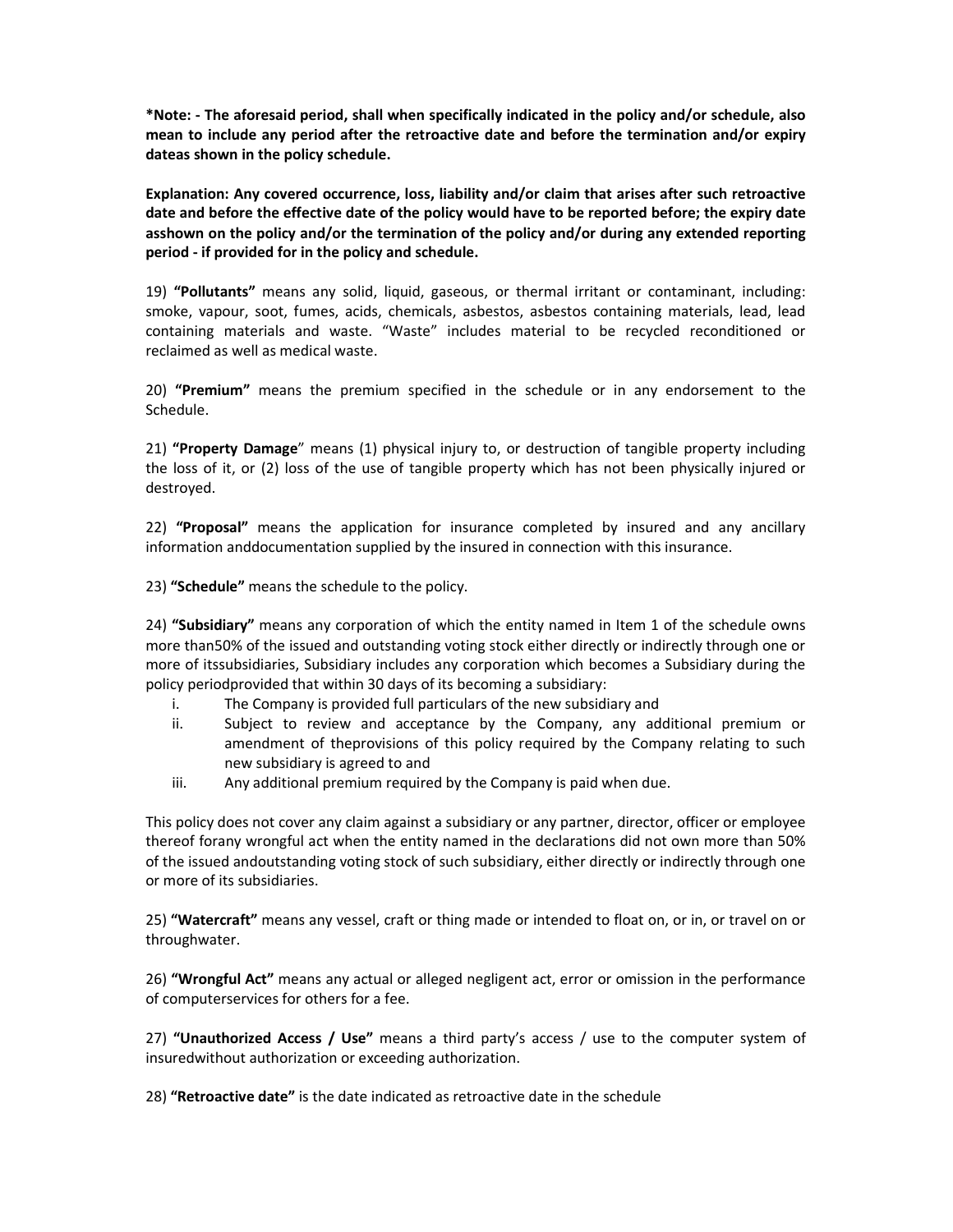**\*Note: - The aforesaid period, shall when specifically indicated in the policy and/or schedule, also mean to include any period after the retroactive date and before the termination and/or expiry dateas shown in the policy schedule.**

**Explanation: Any covered occurrence, loss, liability and/or claim that arises after such retroactive date and before the effective date of the policy would have to be reported before; the expiry date asshown on the policy and/or the termination of the policy and/or during any extended reporting period - if provided for in the policy and schedule.**

19) **"Pollutants"** means any solid, liquid, gaseous, or thermal irritant or contaminant, including: smoke, vapour, soot, fumes, acids, chemicals, asbestos, asbestos containing materials, lead, lead containing materials and waste. "Waste" includes material to be recycled reconditioned or reclaimed as well as medical waste.

20) **"Premium"** means the premium specified in the schedule or in any endorsement to the Schedule.

21) **"Property Damage**" means (1) physical injury to, or destruction of tangible property including the loss of it, or (2) loss of the use of tangible property which has not been physically injured or destroyed.

22) **"Proposal"** means the application for insurance completed by insured and any ancillary information anddocumentation supplied by the insured in connection with this insurance.

23) **"Schedule"** means the schedule to the policy.

24) **"Subsidiary"** means any corporation of which the entity named in Item 1 of the schedule owns more than50% of the issued and outstanding voting stock either directly or indirectly through one or more of itssubsidiaries, Subsidiary includes any corporation which becomes a Subsidiary during the policy periodprovided that within 30 days of its becoming a subsidiary:

i. The Company is provided full particulars of the new subsidiary and
ii. Subject to review and acceptance by the Company, any additional premium or amendment of theprovisions of this policy required by the Company relating to such new subsidiary is agreed to and
iii. Any additional premium required by the Company is paid when due.

This policy does not cover any claim against a subsidiary or any partner, director, officer or employee thereof forany wrongful act when the entity named in the declarations did not own more than 50% of the issued andoutstanding voting stock of such subsidiary, either directly or indirectly through one or more of its subsidiaries.

25) **"Watercraft"** means any vessel, craft or thing made or intended to float on, or in, or travel on or throughwater.

26) **"Wrongful Act"** means any actual or alleged negligent act, error or omission in the performance of computerservices for others for a fee.

27) **"Unauthorized Access / Use"** means a third party's access / use to the computer system of insuredwithout authorization or exceeding authorization.

28) **"Retroactive date"** is the date indicated as retroactive date in the schedule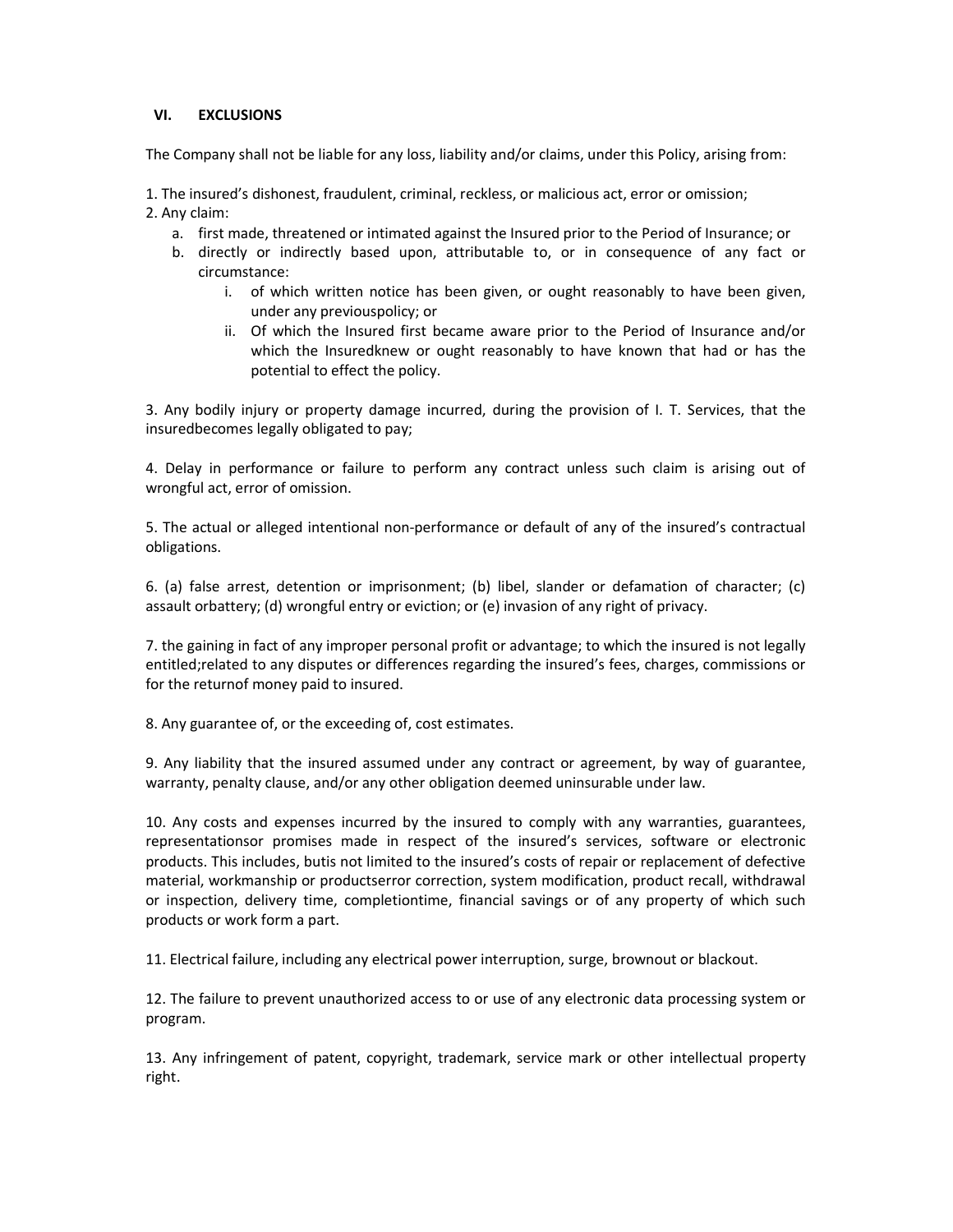## VI. EXCLUSIONS

The Company shall not be liable for any loss, liability and/or claims, under this Policy, arising from:

1. The insured's dishonest, fraudulent, criminal, reckless, or malicious act, error or omission;
2. Any claim:
   a. first made, threatened or intimated against the Insured prior to the Period of Insurance; or
   b. directly or indirectly based upon, attributable to, or in consequence of any fact or circumstance:
      i. of which written notice has been given, or ought reasonably to have been given, under any previouspolicy; or
      ii. Of which the Insured first became aware prior to the Period of Insurance and/or which the Insuredknew or ought reasonably to have known that had or has the potential to effect the policy.

3. Any bodily injury or property damage incurred, during the provision of I. T. Services, that the insuredbecomes legally obligated to pay;

4. Delay in performance or failure to perform any contract unless such claim is arising out of wrongful act, error of omission.

5. The actual or alleged intentional non-performance or default of any of the insured's contractual obligations.

6. (a) false arrest, detention or imprisonment; (b) libel, slander or defamation of character; (c) assault orbattery; (d) wrongful entry or eviction; or (e) invasion of any right of privacy.

7. the gaining in fact of any improper personal profit or advantage; to which the insured is not legally entitled;related to any disputes or differences regarding the insured's fees, charges, commissions or for the returnof money paid to insured.

8. Any guarantee of, or the exceeding of, cost estimates.

9. Any liability that the insured assumed under any contract or agreement, by way of guarantee, warranty, penalty clause, and/or any other obligation deemed uninsurable under law.

10. Any costs and expenses incurred by the insured to comply with any warranties, guarantees, representationsor promises made in respect of the insured's services, software or electronic products. This includes, butis not limited to the insured's costs of repair or replacement of defective material, workmanship or productserror correction, system modification, product recall, withdrawal or inspection, delivery time, completiontime, financial savings or of any property of which such products or work form a part.

11. Electrical failure, including any electrical power interruption, surge, brownout or blackout.

12. The failure to prevent unauthorized access to or use of any electronic data processing system or program.

13. Any infringement of patent, copyright, trademark, service mark or other intellectual property right.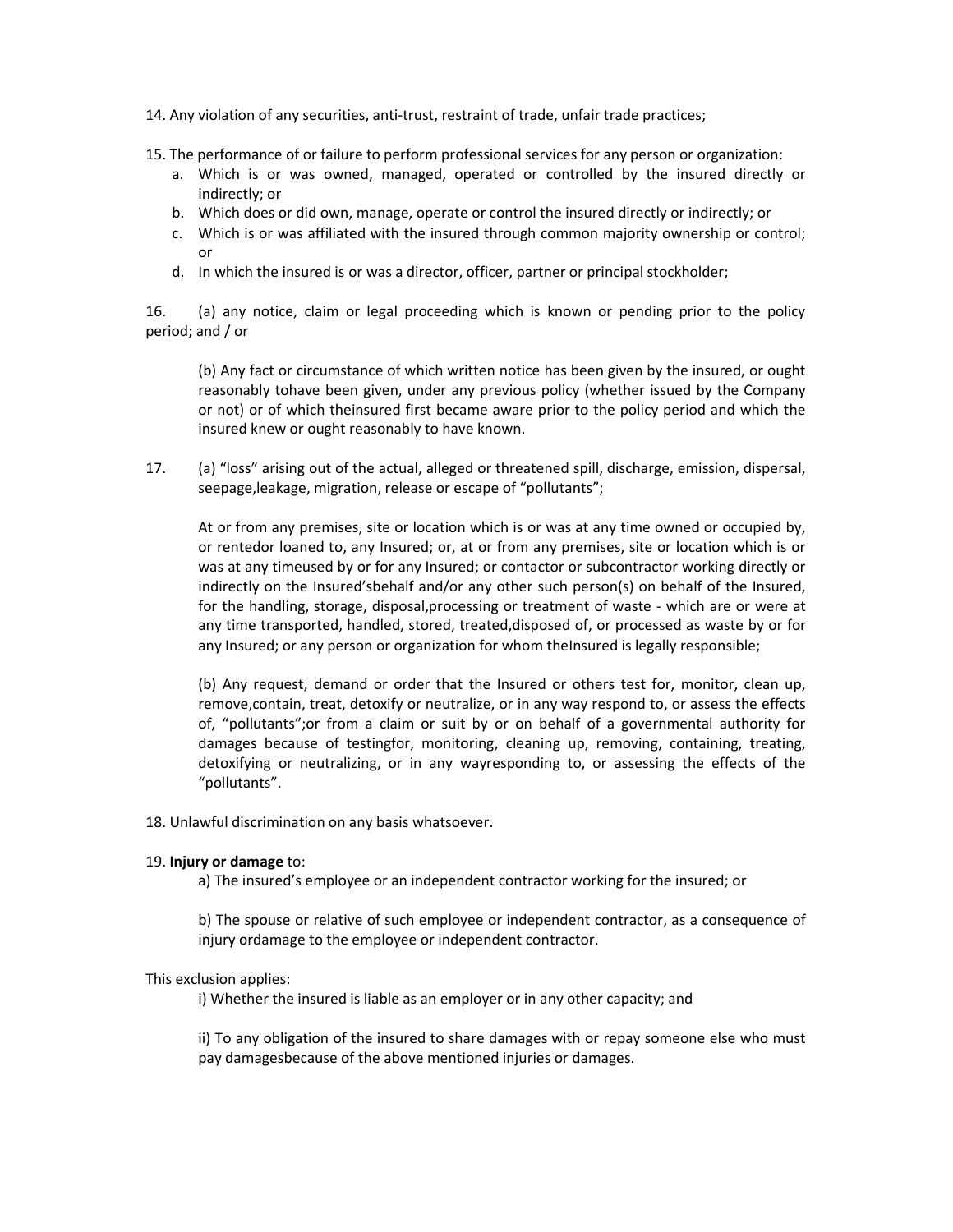14. Any violation of any securities, anti-trust, restraint of trade, unfair trade practices;

15. The performance of or failure to perform professional services for any person or organization:
    a. Which is or was owned, managed, operated or controlled by the insured directly or indirectly; or
    b. Which does or did own, manage, operate or control the insured directly or indirectly; or
    c. Which is or was affiliated with the insured through common majority ownership or control; or
    d. In which the insured is or was a director, officer, partner or principal stockholder;

16. (a) any notice, claim or legal proceeding which is known or pending prior to the policy period; and / or

    (b) Any fact or circumstance of which written notice has been given by the insured, or ought reasonably tohave been given, under any previous policy (whether issued by the Company or not) or of which theinsured first became aware prior to the policy period and which the insured knew or ought reasonably to have known.

17. (a) “loss” arising out of the actual, alleged or threatened spill, discharge, emission, dispersal, seepage,leakage, migration, release or escape of “pollutants”;

    At or from any premises, site or location which is or was at any time owned or occupied by, or rentedor loaned to, any Insured; or, at or from any premises, site or location which is or was at any timeused by or for any Insured; or contactor or subcontractor working directly or indirectly on the Insured’sbehalf and/or any other such person(s) on behalf of the Insured, for the handling, storage, disposal,processing or treatment of waste - which are or were at any time transported, handled, stored, treated,disposed of, or processed as waste by or for any Insured; or any person or organization for whom theInsured is legally responsible;

    (b) Any request, demand or order that the Insured or others test for, monitor, clean up, remove,contain, treat, detoxify or neutralize, or in any way respond to, or assess the effects of, “pollutants”;or from a claim or suit by or on behalf of a governmental authority for damages because of testingfor, monitoring, cleaning up, removing, containing, treating, detoxifying or neutralizing, or in any wayresponding to, or assessing the effects of the “pollutants”.

18. Unlawful discrimination on any basis whatsoever.

19. **Injury or damage** to:

    a) The insured’s employee or an independent contractor working for the insured; or

    b) The spouse or relative of such employee or independent contractor, as a consequence of injury ordamage to the employee or independent contractor.

This exclusion applies:

i) Whether the insured is liable as an employer or in any other capacity; and

ii) To any obligation of the insured to share damages with or repay someone else who must pay damagesbecause of the above mentioned injuries or damages.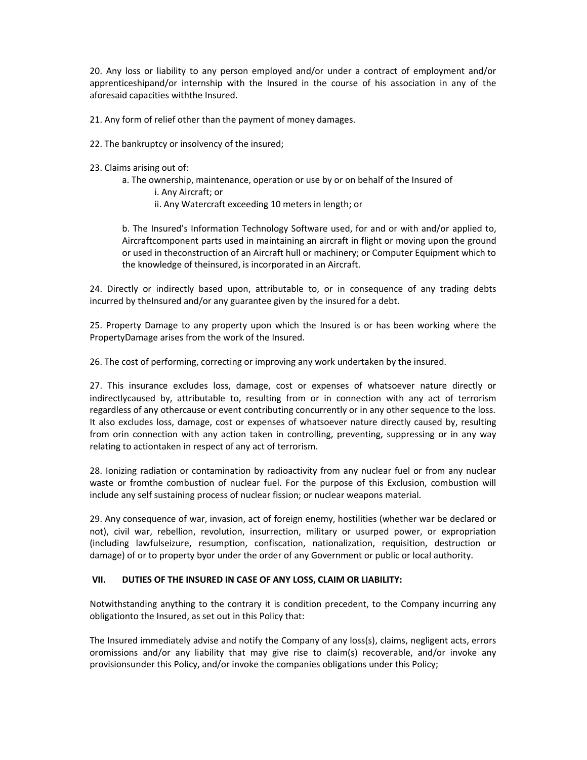20. Any loss or liability to any person employed and/or under a contract of employment and/or apprenticeshipand/or internship with the Insured in the course of his association in any of the aforesaid capacities withthe Insured.

21. Any form of relief other than the payment of money damages.

22. The bankruptcy or insolvency of the insured;

23. Claims arising out of:

   a. The ownership, maintenance, operation or use by or on behalf of the Insured of

      i. Any Aircraft; or

      ii. Any Watercraft exceeding 10 meters in length; or

   b. The Insured's Information Technology Software used, for and or with and/or applied to, Aircraftcomponent parts used in maintaining an aircraft in flight or moving upon the ground or used in theconstruction of an Aircraft hull or machinery; or Computer Equipment which to the knowledge of theinsured, is incorporated in an Aircraft.

24. Directly or indirectly based upon, attributable to, or in consequence of any trading debts incurred by theInsured and/or any guarantee given by the insured for a debt.

25. Property Damage to any property upon which the Insured is or has been working where the PropertyDamage arises from the work of the Insured.

26. The cost of performing, correcting or improving any work undertaken by the insured.

27. This insurance excludes loss, damage, cost or expenses of whatsoever nature directly or indirectlycaused by, attributable to, resulting from or in connection with any act of terrorism regardless of any othercause or event contributing concurrently or in any other sequence to the loss. It also excludes loss, damage, cost or expenses of whatsoever nature directly caused by, resulting from orin connection with any action taken in controlling, preventing, suppressing or in any way relating to actiontaken in respect of any act of terrorism.

28. Ionizing radiation or contamination by radioactivity from any nuclear fuel or from any nuclear waste or fromthe combustion of nuclear fuel. For the purpose of this Exclusion, combustion will include any self sustaining process of nuclear fission; or nuclear weapons material.

29. Any consequence of war, invasion, act of foreign enemy, hostilities (whether war be declared or not), civil war, rebellion, revolution, insurrection, military or usurped power, or expropriation (including lawfulseizure, resumption, confiscation, nationalization, requisition, destruction or damage) of or to property byor under the order of any Government or public or local authority.

## VII. DUTIES OF THE INSURED IN CASE OF ANY LOSS, CLAIM OR LIABILITY:

Notwithstanding anything to the contrary it is condition precedent, to the Company incurring any obligationto the Insured, as set out in this Policy that:

The Insured immediately advise and notify the Company of any loss(s), claims, negligent acts, errors oromissions and/or any liability that may give rise to claim(s) recoverable, and/or invoke any provisionsunder this Policy, and/or invoke the companies obligations under this Policy;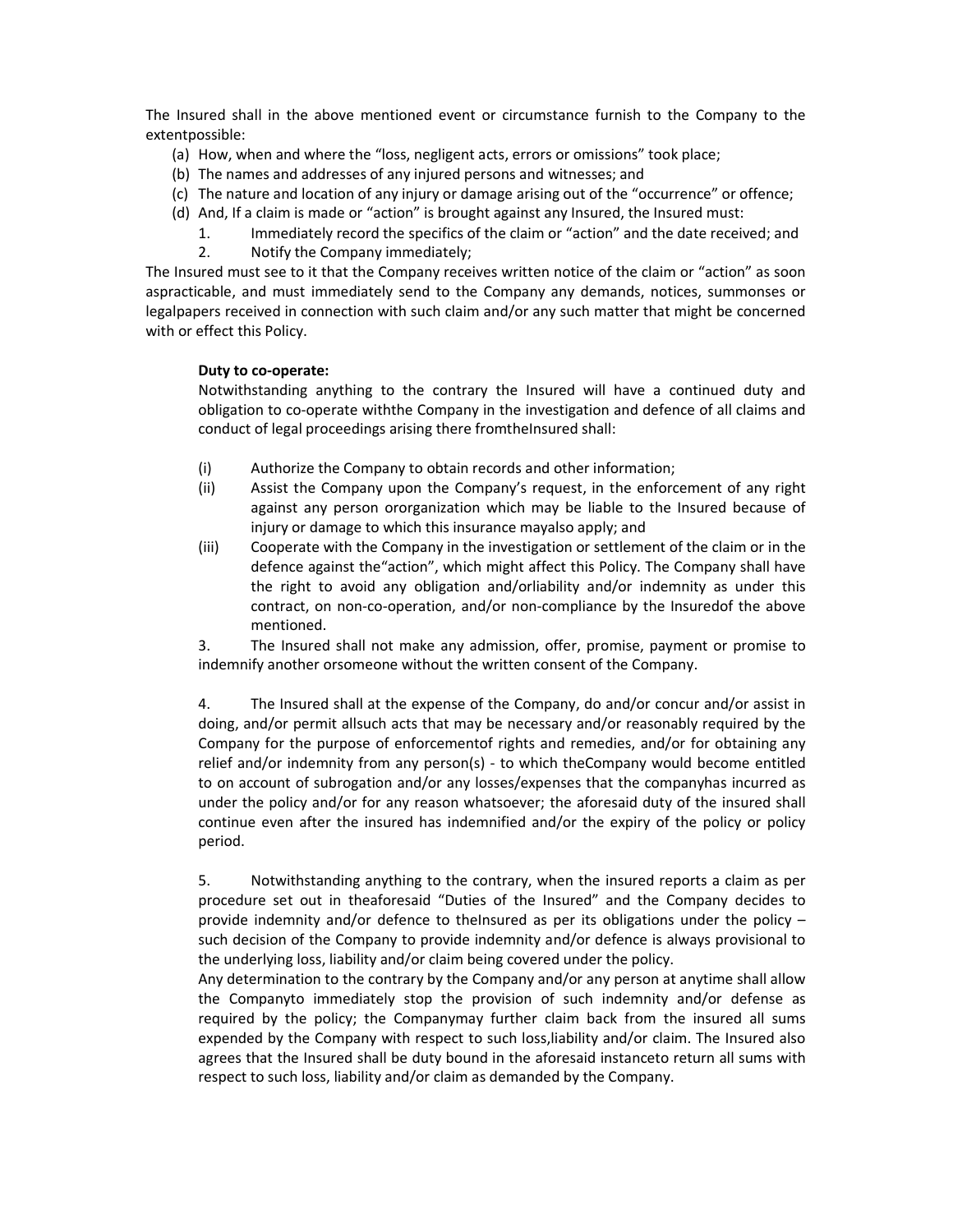The Insured shall in the above mentioned event or circumstance furnish to the Company to the extentpossible:

(a) How, when and where the "loss, negligent acts, errors or omissions" took place;
(b) The names and addresses of any injured persons and witnesses; and
(c) The nature and location of any injury or damage arising out of the "occurrence" or offence;
(d) And, If a claim is made or "action" is brought against any Insured, the Insured must:
    1. Immediately record the specifics of the claim or "action" and the date received; and
    2. Notify the Company immediately;

The Insured must see to it that the Company receives written notice of the claim or "action" as soon aspracticable, and must immediately send to the Company any demands, notices, summonses or legalpapers received in connection with such claim and/or any such matter that might be concerned with or effect this Policy.

**Duty to co-operate:**

Notwithstanding anything to the contrary the Insured will have a continued duty and obligation to co-operate withthe Company in the investigation and defence of all claims and conduct of legal proceedings arising there fromtheInsured shall:

(i) Authorize the Company to obtain records and other information;
(ii) Assist the Company upon the Company's request, in the enforcement of any right against any person ororganization which may be liable to the Insured because of injury or damage to which this insurance mayalso apply; and
(iii) Cooperate with the Company in the investigation or settlement of the claim or in the defence against the"action", which might affect this Policy. The Company shall have the right to avoid any obligation and/orliability and/or indemnity as under this contract, on non-co-operation, and/or non-compliance by the Insuredof the above mentioned.

3. The Insured shall not make any admission, offer, promise, payment or promise to indemnify another orsomeone without the written consent of the Company.

4. The Insured shall at the expense of the Company, do and/or concur and/or assist in doing, and/or permit allsuch acts that may be necessary and/or reasonably required by the Company for the purpose of enforcementof rights and remedies, and/or for obtaining any relief and/or indemnity from any person(s) - to which theCompany would become entitled to on account of subrogation and/or any losses/expenses that the companyhas incurred as under the policy and/or for any reason whatsoever; the aforesaid duty of the insured shall continue even after the insured has indemnified and/or the expiry of the policy or policy period.

5. Notwithstanding anything to the contrary, when the insured reports a claim as per procedure set out in theaforesaid "Duties of the Insured" and the Company decides to provide indemnity and/or defence to theInsured as per its obligations under the policy – such decision of the Company to provide indemnity and/or defence is always provisional to the underlying loss, liability and/or claim being covered under the policy.

Any determination to the contrary by the Company and/or any person at anytime shall allow the Companyto immediately stop the provision of such indemnity and/or defense as required by the policy; the Companymay further claim back from the insured all sums expended by the Company with respect to such loss,liability and/or claim. The Insured also agrees that the Insured shall be duty bound in the aforesaid instanceto return all sums with respect to such loss, liability and/or claim as demanded by the Company.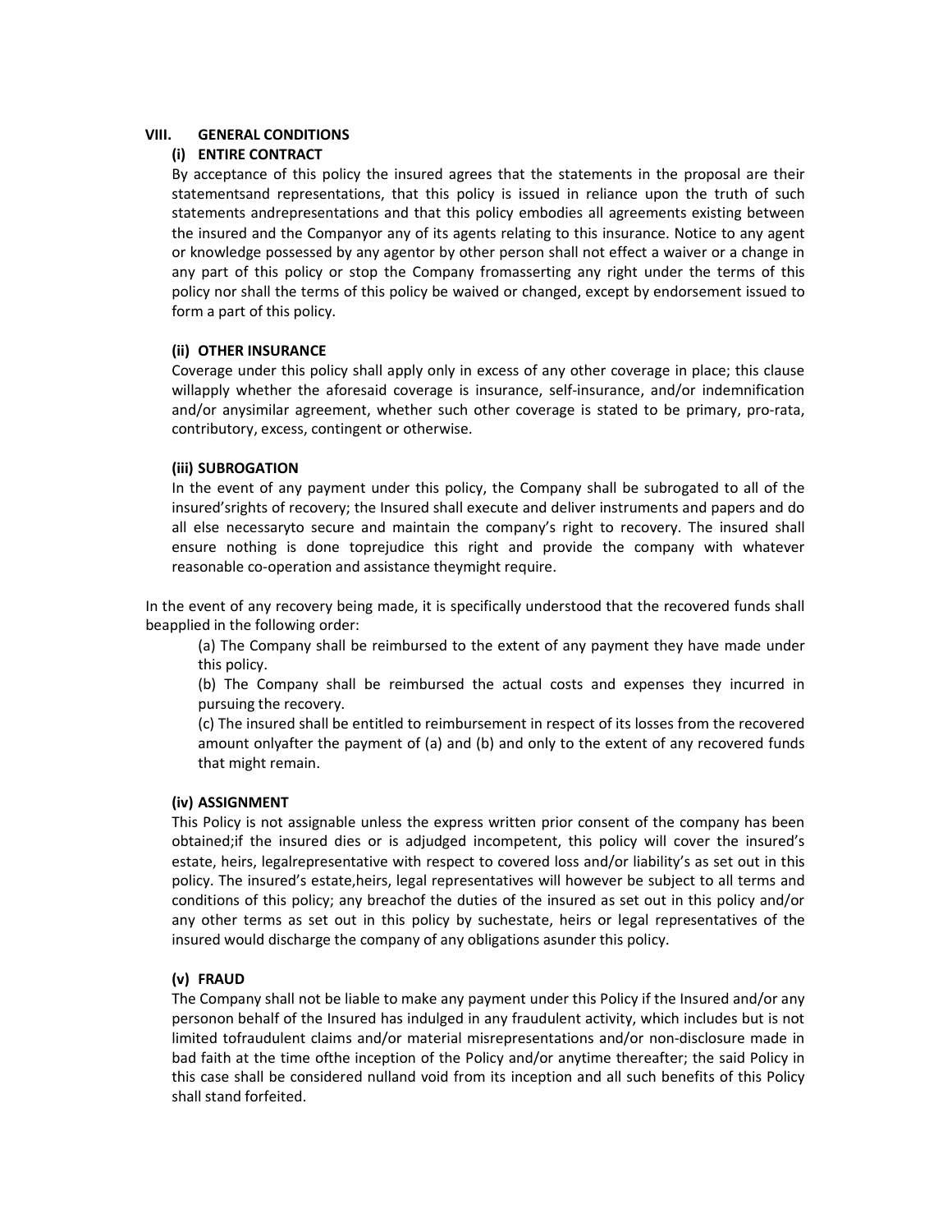## VIII. GENERAL CONDITIONS

### (i) ENTIRE CONTRACT

By acceptance of this policy the insured agrees that the statements in the proposal are their statementsand representations, that this policy is issued in reliance upon the truth of such statements andrepresentations and that this policy embodies all agreements existing between the insured and the Companyor any of its agents relating to this insurance. Notice to any agent or knowledge possessed by any agentor by other person shall not effect a waiver or a change in any part of this policy or stop the Company fromasserting any right under the terms of this policy nor shall the terms of this policy be waived or changed, except by endorsement issued to form a part of this policy.

### (ii) OTHER INSURANCE

Coverage under this policy shall apply only in excess of any other coverage in place; this clause willapply whether the aforesaid coverage is insurance, self-insurance, and/or indemnification and/or anysimilar agreement, whether such other coverage is stated to be primary, pro-rata, contributory, excess, contingent or otherwise.

### (iii) SUBROGATION

In the event of any payment under this policy, the Company shall be subrogated to all of the insured'srights of recovery; the Insured shall execute and deliver instruments and papers and do all else necessaryto secure and maintain the company's right to recovery. The insured shall ensure nothing is done toprejudice this right and provide the company with whatever reasonable co-operation and assistance theymight require.

In the event of any recovery being made, it is specifically understood that the recovered funds shall beapplied in the following order:

(a) The Company shall be reimbursed to the extent of any payment they have made under this policy.

(b) The Company shall be reimbursed the actual costs and expenses they incurred in pursuing the recovery.

(c) The insured shall be entitled to reimbursement in respect of its losses from the recovered amount onlyafter the payment of (a) and (b) and only to the extent of any recovered funds that might remain.

### (iv) ASSIGNMENT

This Policy is not assignable unless the express written prior consent of the company has been obtained;if the insured dies or is adjudged incompetent, this policy will cover the insured's estate, heirs, legalrepresentative with respect to covered loss and/or liability's as set out in this policy. The insured's estate,heirs, legal representatives will however be subject to all terms and conditions of this policy; any breachof the duties of the insured as set out in this policy and/or any other terms as set out in this policy by suchestate, heirs or legal representatives of the insured would discharge the company of any obligations asunder this policy.

### (v) FRAUD

The Company shall not be liable to make any payment under this Policy if the Insured and/or any personon behalf of the Insured has indulged in any fraudulent activity, which includes but is not limited tofraudulent claims and/or material misrepresentations and/or non-disclosure made in bad faith at the time ofthe inception of the Policy and/or anytime thereafter; the said Policy in this case shall be considered nulland void from its inception and all such benefits of this Policy shall stand forfeited.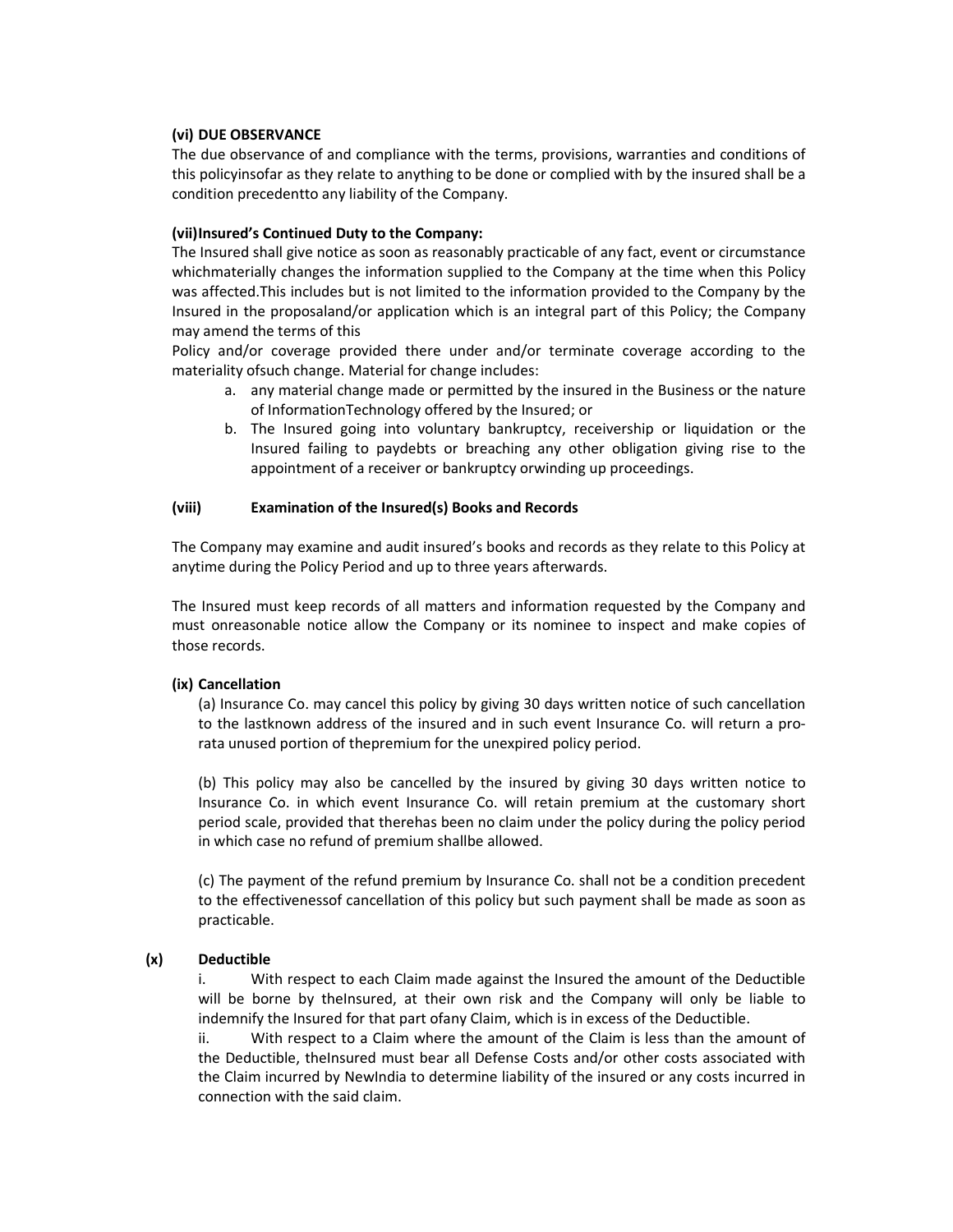**(vi) DUE OBSERVANCE**

The due observance of and compliance with the terms, provisions, warranties and conditions of this policyinsofar as they relate to anything to be done or complied with by the insured shall be a condition precedentto any liability of the Company.

**(vii)Insured's Continued Duty to the Company:**

The Insured shall give notice as soon as reasonably practicable of any fact, event or circumstance whichmaterially changes the information supplied to the Company at the time when this Policy was affected.This includes but is not limited to the information provided to the Company by the Insured in the proposaland/or application which is an integral part of this Policy; the Company may amend the terms of this Policy and/or coverage provided there under and/or terminate coverage according to the materiality ofsuch change. Material for change includes:

a. any material change made or permitted by the insured in the Business or the nature of InformationTechnology offered by the Insured; or
b. The Insured going into voluntary bankruptcy, receivership or liquidation or the Insured failing to paydebts or breaching any other obligation giving rise to the appointment of a receiver or bankruptcy orwinding up proceedings.

**(viii) Examination of the Insured(s) Books and Records**

The Company may examine and audit insured's books and records as they relate to this Policy at anytime during the Policy Period and up to three years afterwards.

The Insured must keep records of all matters and information requested by the Company and must onreasonable notice allow the Company or its nominee to inspect and make copies of those records.

**(ix) Cancellation**

(a) Insurance Co. may cancel this policy by giving 30 days written notice of such cancellation to the lastknown address of the insured and in such event Insurance Co. will return a pro-rata unused portion of thepremium for the unexpired policy period.

(b) This policy may also be cancelled by the insured by giving 30 days written notice to Insurance Co. in which event Insurance Co. will retain premium at the customary short period scale, provided that therehas been no claim under the policy during the policy period in which case no refund of premium shallbe allowed.

(c) The payment of the refund premium by Insurance Co. shall not be a condition precedent to the effectivenessof cancellation of this policy but such payment shall be made as soon as practicable.

**(x) Deductible**

i. With respect to each Claim made against the Insured the amount of the Deductible will be borne by theInsured, at their own risk and the Company will only be liable to indemnify the Insured for that part ofany Claim, which is in excess of the Deductible.

ii. With respect to a Claim where the amount of the Claim is less than the amount of the Deductible, theInsured must bear all Defense Costs and/or other costs associated with the Claim incurred by NewIndia to determine liability of the insured or any costs incurred in connection with the said claim.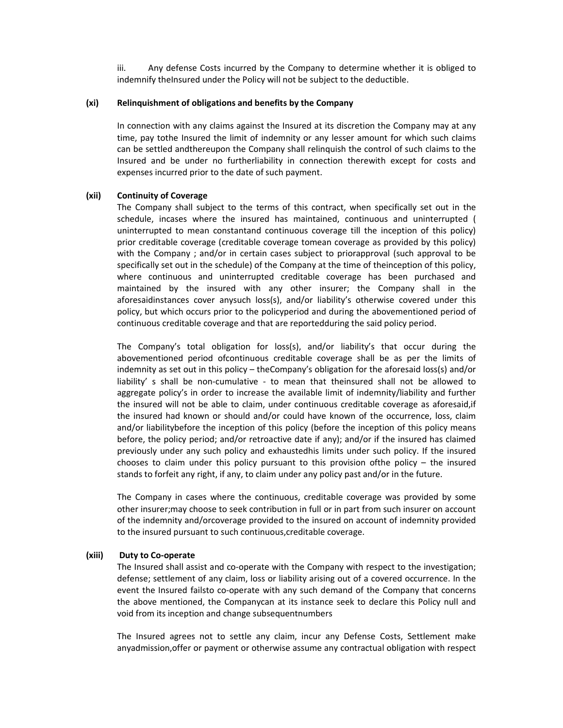iii. Any defense Costs incurred by the Company to determine whether it is obliged to indemnify theInsured under the Policy will not be subject to the deductible.

**(xi) Relinquishment of obligations and benefits by the Company**

In connection with any claims against the Insured at its discretion the Company may at any time, pay tothe Insured the limit of indemnity or any lesser amount for which such claims can be settled andthereupon the Company shall relinquish the control of such claims to the Insured and be under no furtherliability in connection therewith except for costs and expenses incurred prior to the date of such payment.

**(xii) Continuity of Coverage**

The Company shall subject to the terms of this contract, when specifically set out in the schedule, incases where the insured has maintained, continuous and uninterrupted ( uninterrupted to mean constantand continuous coverage till the inception of this policy) prior creditable coverage (creditable coverage tomean coverage as provided by this policy) with the Company ; and/or in certain cases subject to priorapproval (such approval to be specifically set out in the schedule) of the Company at the time of theinception of this policy, where continuous and uninterrupted creditable coverage has been purchased and maintained by the insured with any other insurer; the Company shall in the aforesaidinstances cover anysuch loss(s), and/or liability's otherwise covered under this policy, but which occurs prior to the policyperiod and during the abovementioned period of continuous creditable coverage and that are reportedduring the said policy period.

The Company's total obligation for loss(s), and/or liability's that occur during the abovementioned period ofcontinuous creditable coverage shall be as per the limits of indemnity as set out in this policy – theCompany's obligation for the aforesaid loss(s) and/or liability' s shall be non-cumulative - to mean that theinsured shall not be allowed to aggregate policy's in order to increase the available limit of indemnity/liability and further the insured will not be able to claim, under continuous creditable coverage as aforesaid,if the insured had known or should and/or could have known of the occurrence, loss, claim and/or liabilitybefore the inception of this policy (before the inception of this policy means before, the policy period; and/or retroactive date if any); and/or if the insured has claimed previously under any such policy and exhaustedhis limits under such policy. If the insured chooses to claim under this policy pursuant to this provision ofthe policy – the insured stands to forfeit any right, if any, to claim under any policy past and/or in the future.

The Company in cases where the continuous, creditable coverage was provided by some other insurer;may choose to seek contribution in full or in part from such insurer on account of the indemnity and/orcoverage provided to the insured on account of indemnity provided to the insured pursuant to such continuous,creditable coverage.

**(xiii) Duty to Co-operate**

The Insured shall assist and co-operate with the Company with respect to the investigation; defense; settlement of any claim, loss or liability arising out of a covered occurrence. In the event the Insured failsto co-operate with any such demand of the Company that concerns the above mentioned, the Companycan at its instance seek to declare this Policy null and void from its inception and change subsequentnumbers

The Insured agrees not to settle any claim, incur any Defense Costs, Settlement make anyadmission,offer or payment or otherwise assume any contractual obligation with respect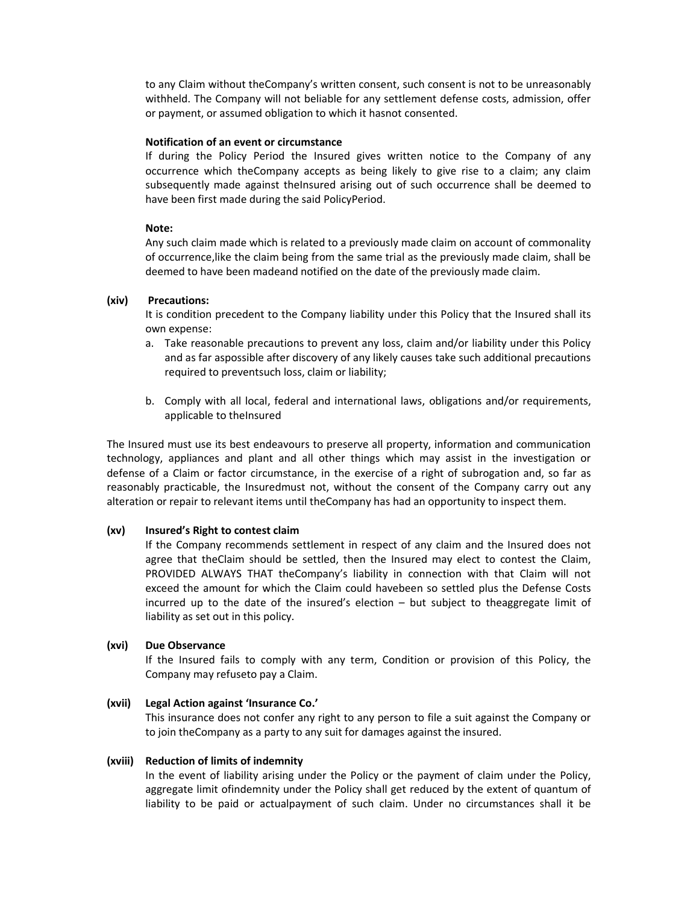to any Claim without theCompany's written consent, such consent is not to be unreasonably withheld. The Company will not beliable for any settlement defense costs, admission, offer or payment, or assumed obligation to which it hasnot consented.

**Notification of an event or circumstance**

If during the Policy Period the Insured gives written notice to the Company of any occurrence which theCompany accepts as being likely to give rise to a claim; any claim subsequently made against theInsured arising out of such occurrence shall be deemed to have been first made during the said PolicyPeriod.

**Note:**

Any such claim made which is related to a previously made claim on account of commonality of occurrence,like the claim being from the same trial as the previously made claim, shall be deemed to have been madeand notified on the date of the previously made claim.

**(xiv) Precautions:**

It is condition precedent to the Company liability under this Policy that the Insured shall its own expense:

a. Take reasonable precautions to prevent any loss, claim and/or liability under this Policy and as far aspossible after discovery of any likely causes take such additional precautions required to preventsuch loss, claim or liability;

b. Comply with all local, federal and international laws, obligations and/or requirements, applicable to theInsured

The Insured must use its best endeavours to preserve all property, information and communication technology, appliances and plant and all other things which may assist in the investigation or defense of a Claim or factor circumstance, in the exercise of a right of subrogation and, so far as reasonably practicable, the Insuredmust not, without the consent of the Company carry out any alteration or repair to relevant items until theCompany has had an opportunity to inspect them.

**(xv) Insured's Right to contest claim**

If the Company recommends settlement in respect of any claim and the Insured does not agree that theClaim should be settled, then the Insured may elect to contest the Claim, PROVIDED ALWAYS THAT theCompany's liability in connection with that Claim will not exceed the amount for which the Claim could havebeen so settled plus the Defense Costs incurred up to the date of the insured's election – but subject to theaggregate limit of liability as set out in this policy.

**(xvi) Due Observance**

If the Insured fails to comply with any term, Condition or provision of this Policy, the Company may refuseto pay a Claim.

**(xvii) Legal Action against 'Insurance Co.'**

This insurance does not confer any right to any person to file a suit against the Company or to join theCompany as a party to any suit for damages against the insured.

**(xviii) Reduction of limits of indemnity**

In the event of liability arising under the Policy or the payment of claim under the Policy, aggregate limit ofindemnity under the Policy shall get reduced by the extent of quantum of liability to be paid or actualpayment of such claim. Under no circumstances shall it be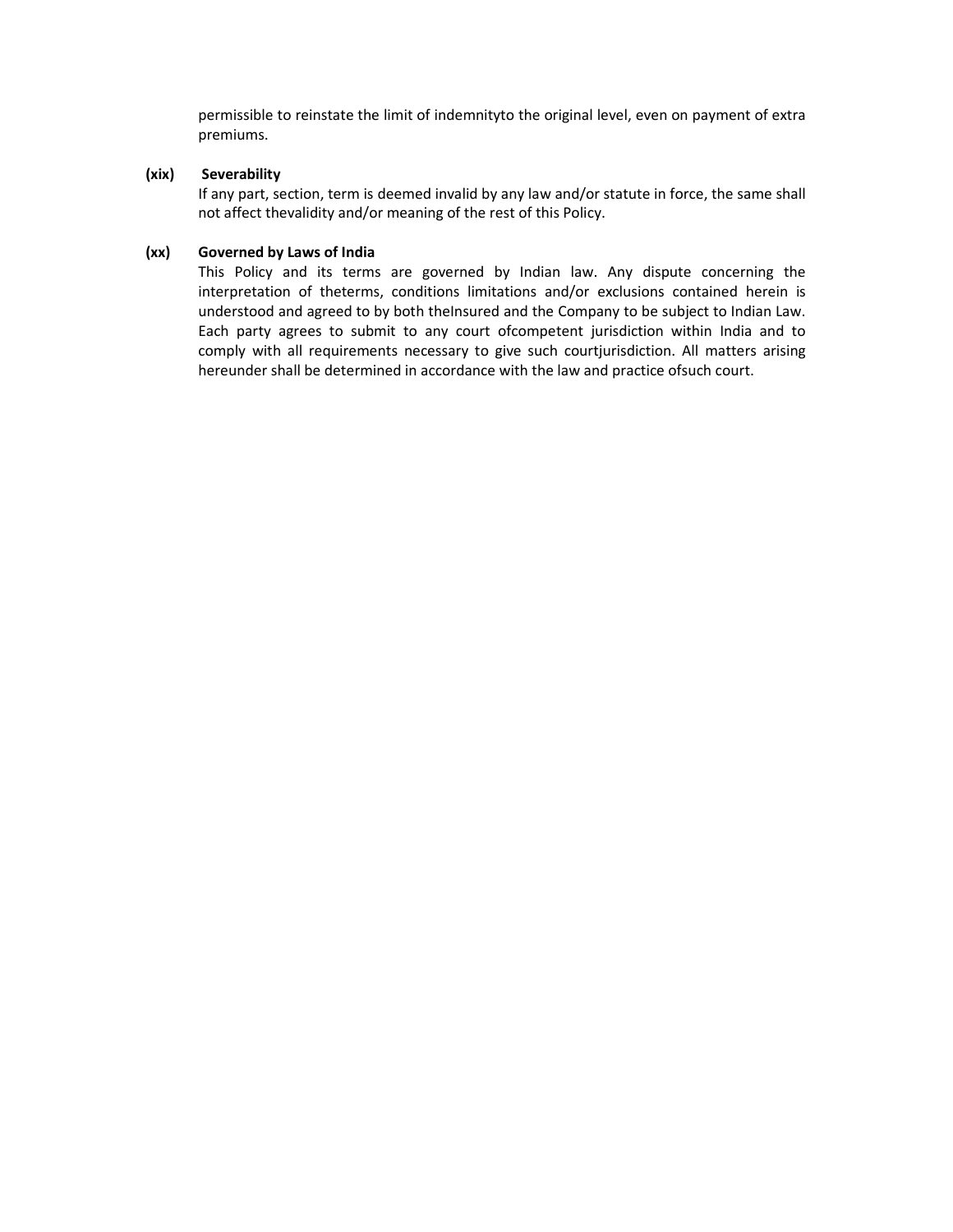permissible to reinstate the limit of indemnityto the original level, even on payment of extra premiums.

**(xix) Severability**

If any part, section, term is deemed invalid by any law and/or statute in force, the same shall not affect thevalidity and/or meaning of the rest of this Policy.

**(xx) Governed by Laws of India**

This Policy and its terms are governed by Indian law. Any dispute concerning the interpretation of theterms, conditions limitations and/or exclusions contained herein is understood and agreed to by both theInsured and the Company to be subject to Indian Law. Each party agrees to submit to any court ofcompetent jurisdiction within India and to comply with all requirements necessary to give such courtjurisdiction. All matters arising hereunder shall be determined in accordance with the law and practice ofsuch court.